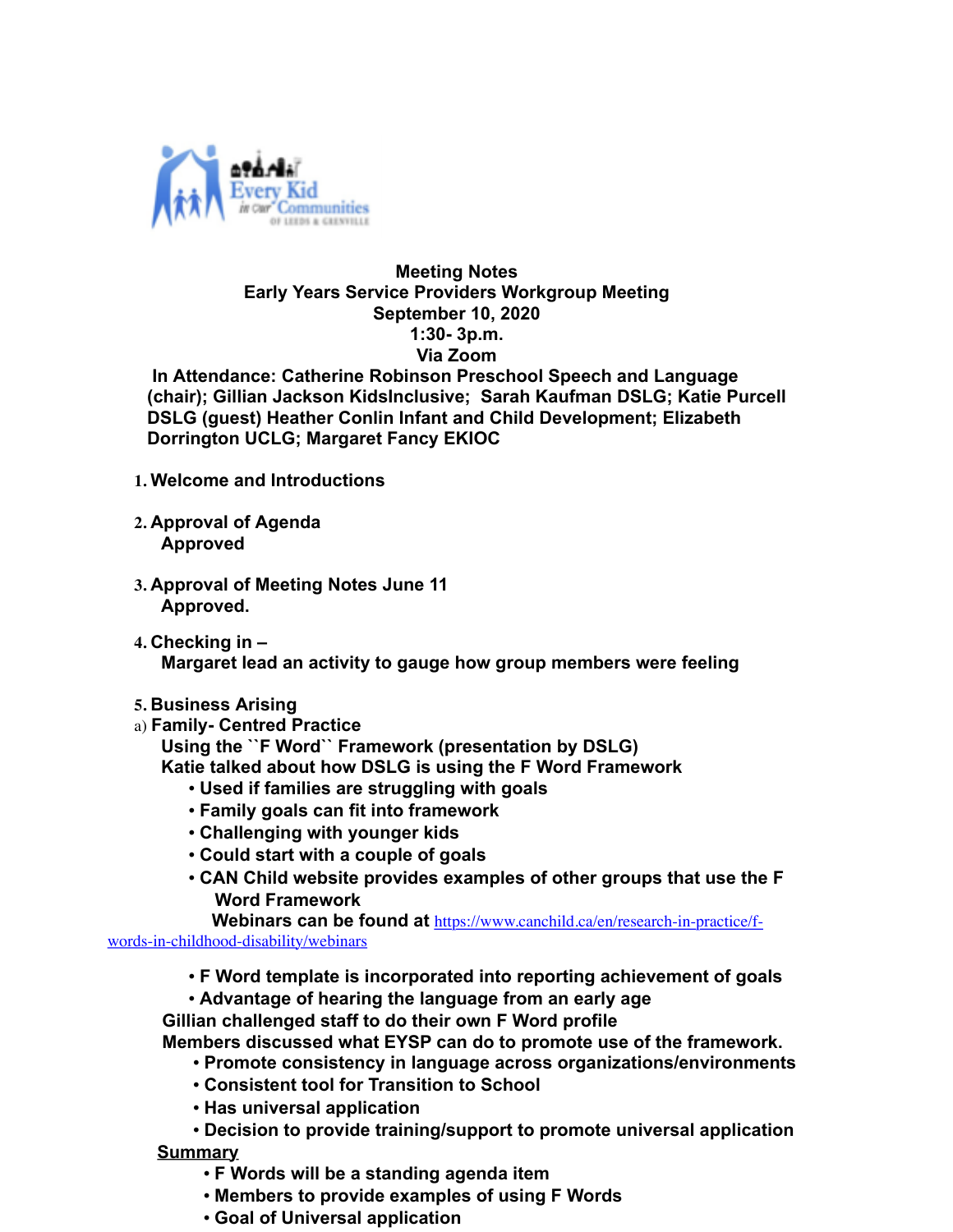Every Kid in our Communities of Leeds & Grenville

**Meeting Notes**
**Early Years Service Providers Workgroup Meeting**
**September 10, 2020**
**1:30- 3p.m.**
**Via Zoom**

**In Attendance: Catherine Robinson Preschool Speech and Language (chair); Gillian Jackson KidsInclusive; Sarah Kaufman DSLG; Katie Purcell DSLG (guest) Heather Conlin Infant and Child Development; Elizabeth Dorrington UCLG; Margaret Fancy EKIOC**

1. **Welcome and Introductions**

2. **Approval of Agenda**
   **Approved**

3. **Approval of Meeting Notes June 11**
   **Approved.**

4. **Checking in –**
   **Margaret lead an activity to gauge how group members were feeling**

5. **Business Arising**

a) **Family- Centred Practice**
   **Using the ``F Word`` Framework (presentation by DSLG)**
   **Katie talked about how DSLG is using the F Word Framework**
   - **Used if families are struggling with goals**
   - **Family goals can fit into framework**
   - **Challenging with younger kids**
   - **Could start with a couple of goals**
   - **CAN Child website provides examples of other groups that use the F Word Framework**
     **Webinars can be found at** https://www.canchild.ca/en/research-in-practice/f-words-in-childhood-disability/webinars
   - **F Word template is incorporated into reporting achievement of goals**
   - **Advantage of hearing the language from an early age**

   **Gillian challenged staff to do their own F Word profile**
   **Members discussed what EYSP can do to promote use of the framework.**
   - **Promote consistency in language across organizations/environments**
   - **Consistent tool for Transition to School**
   - **Has universal application**
   - **Decision to provide training/support to promote universal application**

   **Summary**
   - **F Words will be a standing agenda item**
   - **Members to provide examples of using F Words**
   - **Goal of Universal application**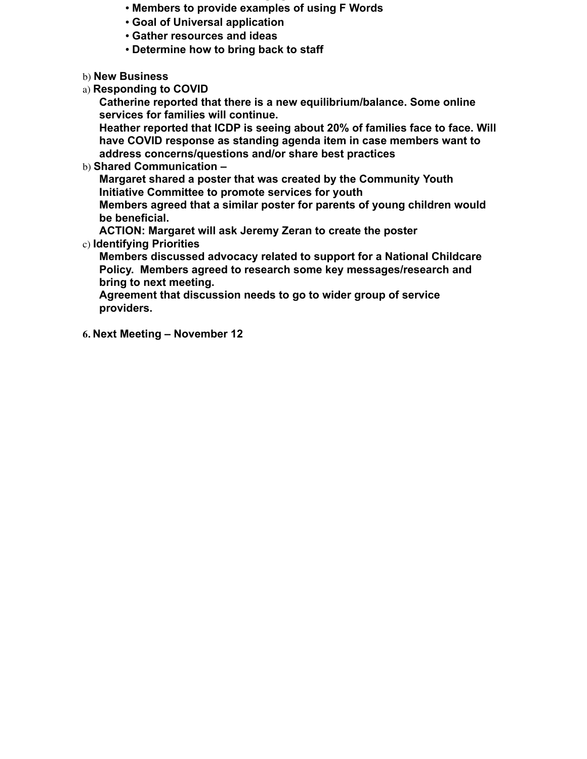- **Members to provide examples of using F Words**
- **Goal of Universal application**
- **Gather resources and ideas**
- **Determine how to bring back to staff**

b) **New Business**

a) **Responding to COVID**

**Catherine reported that there is a new equilibrium/balance. Some online services for families will continue.**

**Heather reported that ICDP is seeing about 20% of families face to face. Will have COVID response as standing agenda item in case members want to address concerns/questions and/or share best practices**

b) **Shared Communication –**

**Margaret shared a poster that was created by the Community Youth Initiative Committee to promote services for youth**

**Members agreed that a similar poster for parents of young children would be beneficial.**

**ACTION: Margaret will ask Jeremy Zeran to create the poster**

c) **Identifying Priorities**

**Members discussed advocacy related to support for a National Childcare Policy. Members agreed to research some key messages/research and bring to next meeting.**

**Agreement that discussion needs to go to wider group of service providers.**

**6. Next Meeting – November 12**